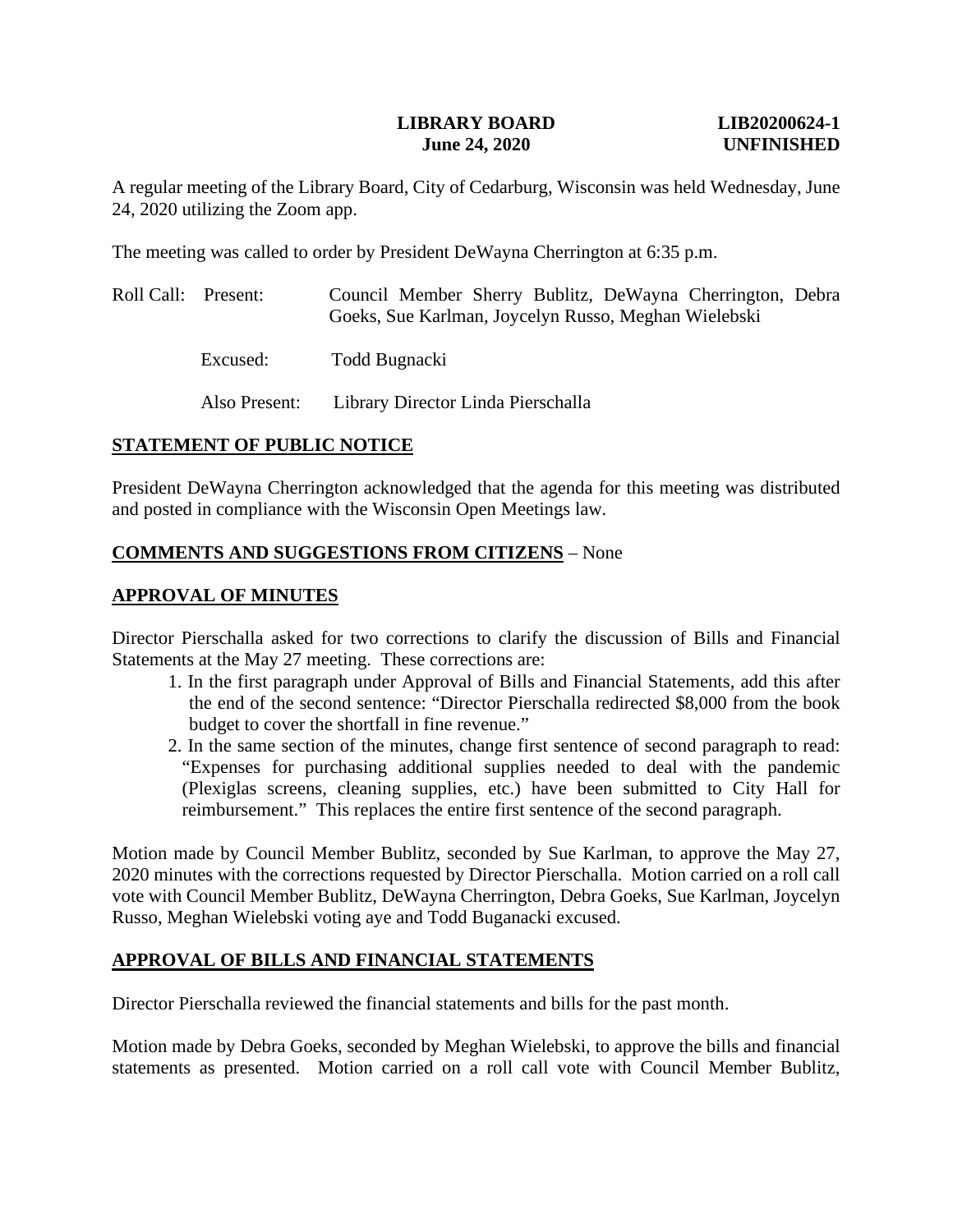**LIBRARY BOARD** **LIB20200624-1**
**June 24, 2020** **UNFINISHED**

A regular meeting of the Library Board, City of Cedarburg, Wisconsin was held Wednesday, June 24, 2020 utilizing the Zoom app.

The meeting was called to order by President DeWayna Cherrington at 6:35 p.m.

Roll Call: Present: Council Member Sherry Bublitz, DeWayna Cherrington, Debra Goeks, Sue Karlman, Joycelyn Russo, Meghan Wielebski

Excused: Todd Bugnacki

Also Present: Library Director Linda Pierschalla

## STATEMENT OF PUBLIC NOTICE

President DeWayna Cherrington acknowledged that the agenda for this meeting was distributed and posted in compliance with the Wisconsin Open Meetings law.

## COMMENTS AND SUGGESTIONS FROM CITIZENS – None

## APPROVAL OF MINUTES

Director Pierschalla asked for two corrections to clarify the discussion of Bills and Financial Statements at the May 27 meeting. These corrections are:

1. In the first paragraph under Approval of Bills and Financial Statements, add this after the end of the second sentence: "Director Pierschalla redirected $8,000 from the book budget to cover the shortfall in fine revenue."
2. In the same section of the minutes, change first sentence of second paragraph to read: "Expenses for purchasing additional supplies needed to deal with the pandemic (Plexiglas screens, cleaning supplies, etc.) have been submitted to City Hall for reimbursement." This replaces the entire first sentence of the second paragraph.

Motion made by Council Member Bublitz, seconded by Sue Karlman, to approve the May 27, 2020 minutes with the corrections requested by Director Pierschalla. Motion carried on a roll call vote with Council Member Bublitz, DeWayna Cherrington, Debra Goeks, Sue Karlman, Joycelyn Russo, Meghan Wielebski voting aye and Todd Buganacki excused.

## APPROVAL OF BILLS AND FINANCIAL STATEMENTS

Director Pierschalla reviewed the financial statements and bills for the past month.

Motion made by Debra Goeks, seconded by Meghan Wielebski, to approve the bills and financial statements as presented. Motion carried on a roll call vote with Council Member Bublitz,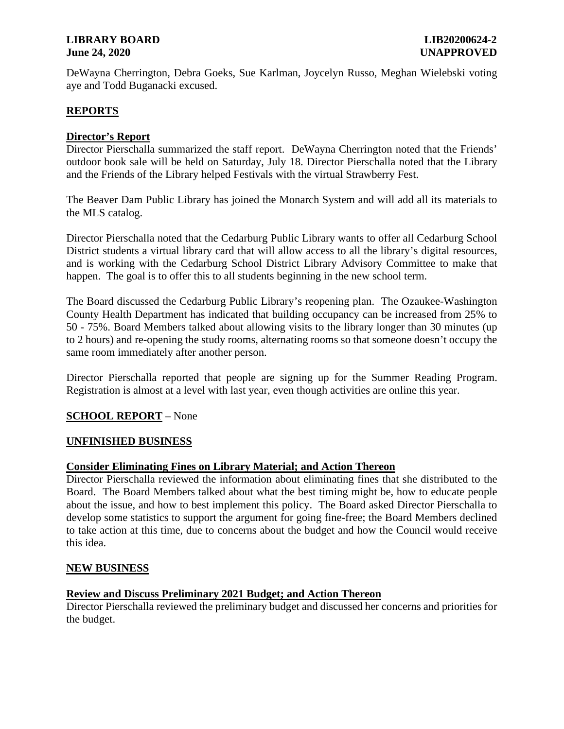DeWayna Cherrington, Debra Goeks, Sue Karlman, Joycelyn Russo, Meghan Wielebski voting aye and Todd Buganacki excused.

## REPORTS

### Director's Report

Director Pierschalla summarized the staff report. DeWayna Cherrington noted that the Friends' outdoor book sale will be held on Saturday, July 18. Director Pierschalla noted that the Library and the Friends of the Library helped Festivals with the virtual Strawberry Fest.

The Beaver Dam Public Library has joined the Monarch System and will add all its materials to the MLS catalog.

Director Pierschalla noted that the Cedarburg Public Library wants to offer all Cedarburg School District students a virtual library card that will allow access to all the library's digital resources, and is working with the Cedarburg School District Library Advisory Committee to make that happen. The goal is to offer this to all students beginning in the new school term.

The Board discussed the Cedarburg Public Library's reopening plan. The Ozaukee-Washington County Health Department has indicated that building occupancy can be increased from 25% to 50 - 75%. Board Members talked about allowing visits to the library longer than 30 minutes (up to 2 hours) and re-opening the study rooms, alternating rooms so that someone doesn't occupy the same room immediately after another person.

Director Pierschalla reported that people are signing up for the Summer Reading Program. Registration is almost at a level with last year, even though activities are online this year.

## SCHOOL REPORT – None

## UNFINISHED BUSINESS

### Consider Eliminating Fines on Library Material; and Action Thereon

Director Pierschalla reviewed the information about eliminating fines that she distributed to the Board. The Board Members talked about what the best timing might be, how to educate people about the issue, and how to best implement this policy. The Board asked Director Pierschalla to develop some statistics to support the argument for going fine-free; the Board Members declined to take action at this time, due to concerns about the budget and how the Council would receive this idea.

## NEW BUSINESS

### Review and Discuss Preliminary 2021 Budget; and Action Thereon

Director Pierschalla reviewed the preliminary budget and discussed her concerns and priorities for the budget.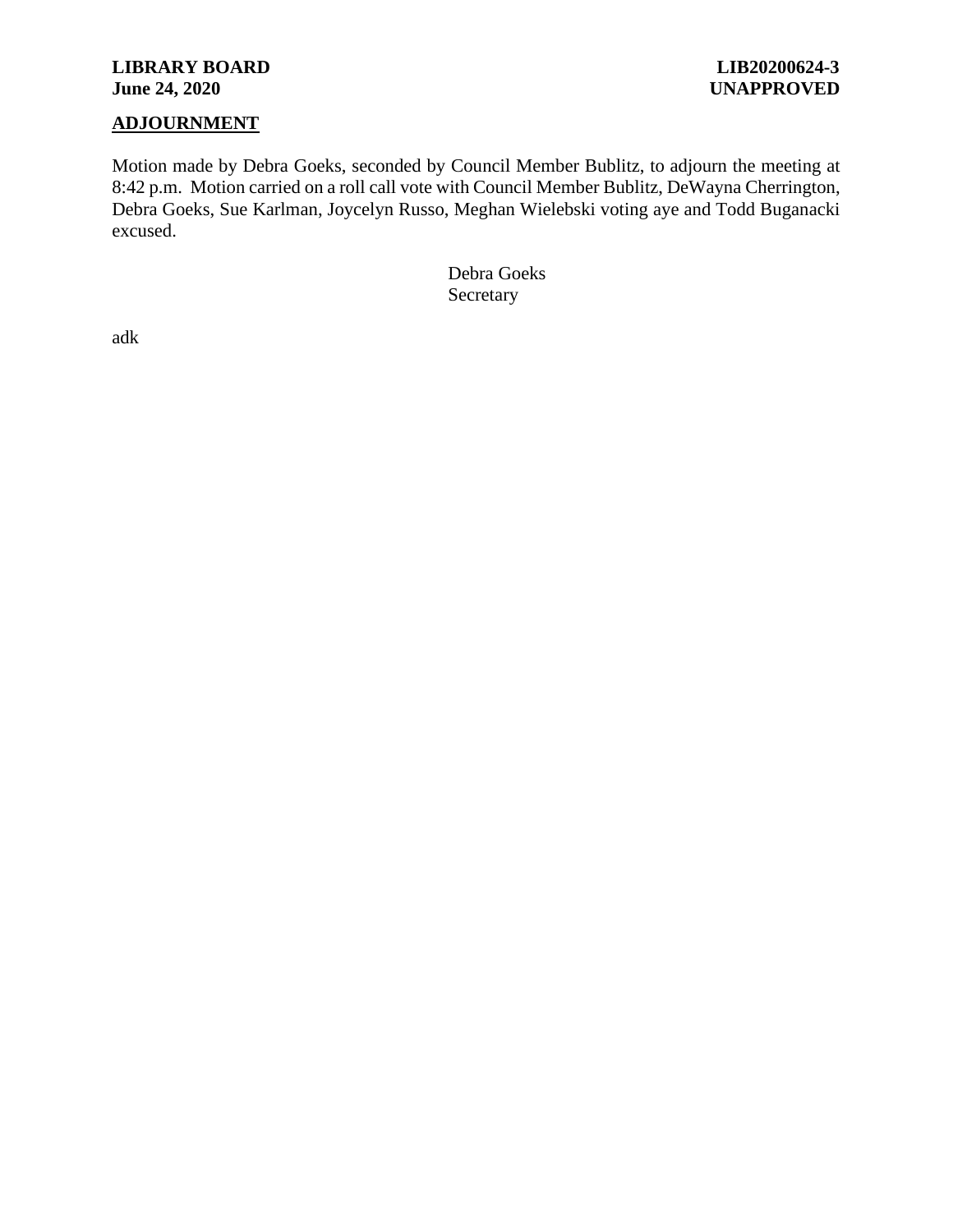## ADJOURNMENT

Motion made by Debra Goeks, seconded by Council Member Bublitz, to adjourn the meeting at 8:42 p.m. Motion carried on a roll call vote with Council Member Bublitz, DeWayna Cherrington, Debra Goeks, Sue Karlman, Joycelyn Russo, Meghan Wielebski voting aye and Todd Buganacki excused.

Debra Goeks
Secretary

adk